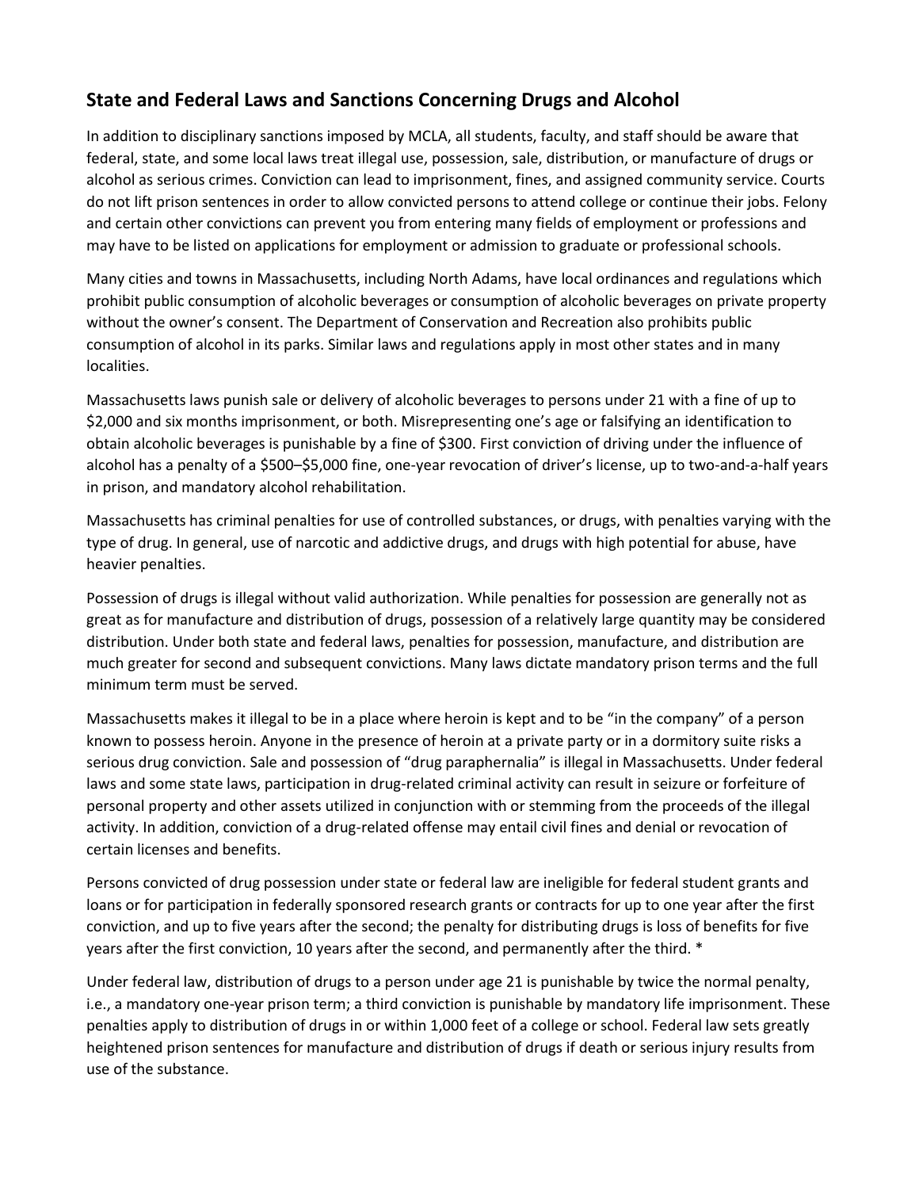## State and Federal Laws and Sanctions Concerning Drugs and Alcohol

In addition to disciplinary sanctions imposed by MCLA, all students, faculty, and staff should be aware that federal, state, and some local laws treat illegal use, possession, sale, distribution, or manufacture of drugs or alcohol as serious crimes. Conviction can lead to imprisonment, fines, and assigned community service. Courts do not lift prison sentences in order to allow convicted persons to attend college or continue their jobs. Felony and certain other convictions can prevent you from entering many fields of employment or professions and may have to be listed on applications for employment or admission to graduate or professional schools.

Many cities and towns in Massachusetts, including North Adams, have local ordinances and regulations which prohibit public consumption of alcoholic beverages or consumption of alcoholic beverages on private property without the owner's consent. The Department of Conservation and Recreation also prohibits public consumption of alcohol in its parks. Similar laws and regulations apply in most other states and in many localities.

Massachusetts laws punish sale or delivery of alcoholic beverages to persons under 21 with a fine of up to $2,000 and six months imprisonment, or both. Misrepresenting one's age or falsifying an identification to obtain alcoholic beverages is punishable by a fine of $300. First conviction of driving under the influence of alcohol has a penalty of a $500–$5,000 fine, one-year revocation of driver's license, up to two-and-a-half years in prison, and mandatory alcohol rehabilitation.

Massachusetts has criminal penalties for use of controlled substances, or drugs, with penalties varying with the type of drug. In general, use of narcotic and addictive drugs, and drugs with high potential for abuse, have heavier penalties.

Possession of drugs is illegal without valid authorization. While penalties for possession are generally not as great as for manufacture and distribution of drugs, possession of a relatively large quantity may be considered distribution. Under both state and federal laws, penalties for possession, manufacture, and distribution are much greater for second and subsequent convictions. Many laws dictate mandatory prison terms and the full minimum term must be served.

Massachusetts makes it illegal to be in a place where heroin is kept and to be "in the company" of a person known to possess heroin. Anyone in the presence of heroin at a private party or in a dormitory suite risks a serious drug conviction. Sale and possession of "drug paraphernalia" is illegal in Massachusetts. Under federal laws and some state laws, participation in drug-related criminal activity can result in seizure or forfeiture of personal property and other assets utilized in conjunction with or stemming from the proceeds of the illegal activity. In addition, conviction of a drug-related offense may entail civil fines and denial or revocation of certain licenses and benefits.

Persons convicted of drug possession under state or federal law are ineligible for federal student grants and loans or for participation in federally sponsored research grants or contracts for up to one year after the first conviction, and up to five years after the second; the penalty for distributing drugs is loss of benefits for five years after the first conviction, 10 years after the second, and permanently after the third. *

Under federal law, distribution of drugs to a person under age 21 is punishable by twice the normal penalty, i.e., a mandatory one-year prison term; a third conviction is punishable by mandatory life imprisonment. These penalties apply to distribution of drugs in or within 1,000 feet of a college or school. Federal law sets greatly heightened prison sentences for manufacture and distribution of drugs if death or serious injury results from use of the substance.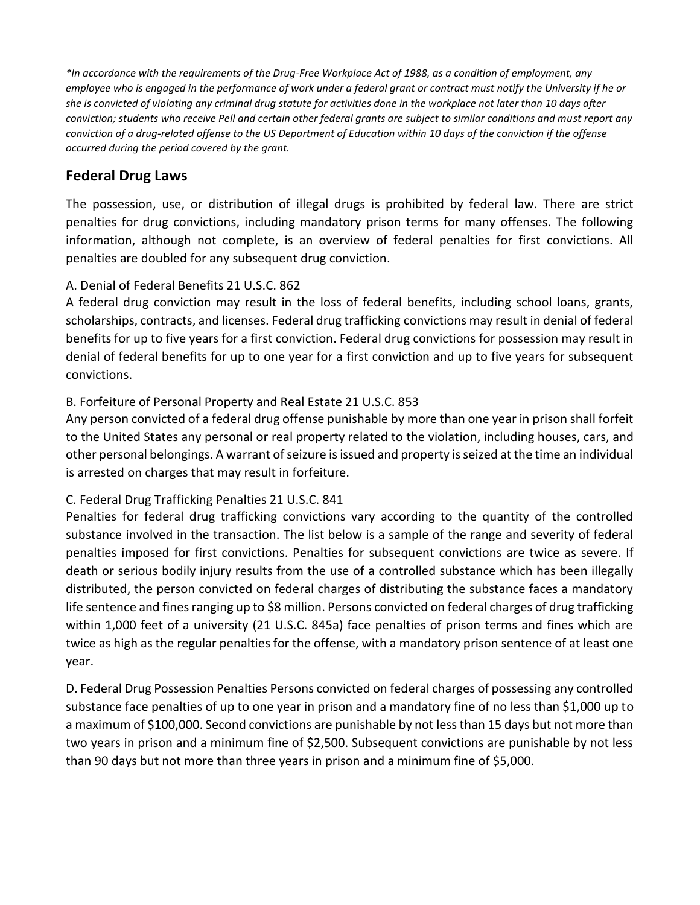*\*In accordance with the requirements of the Drug-Free Workplace Act of 1988, as a condition of employment, any employee who is engaged in the performance of work under a federal grant or contract must notify the University if he or she is convicted of violating any criminal drug statute for activities done in the workplace not later than 10 days after conviction; students who receive Pell and certain other federal grants are subject to similar conditions and must report any conviction of a drug-related offense to the US Department of Education within 10 days of the conviction if the offense occurred during the period covered by the grant.*

## Federal Drug Laws

The possession, use, or distribution of illegal drugs is prohibited by federal law. There are strict penalties for drug convictions, including mandatory prison terms for many offenses. The following information, although not complete, is an overview of federal penalties for first convictions. All penalties are doubled for any subsequent drug conviction.

A. Denial of Federal Benefits 21 U.S.C. 862
A federal drug conviction may result in the loss of federal benefits, including school loans, grants, scholarships, contracts, and licenses. Federal drug trafficking convictions may result in denial of federal benefits for up to five years for a first conviction. Federal drug convictions for possession may result in denial of federal benefits for up to one year for a first conviction and up to five years for subsequent convictions.

B. Forfeiture of Personal Property and Real Estate 21 U.S.C. 853
Any person convicted of a federal drug offense punishable by more than one year in prison shall forfeit to the United States any personal or real property related to the violation, including houses, cars, and other personal belongings. A warrant of seizure is issued and property is seized at the time an individual is arrested on charges that may result in forfeiture.

C. Federal Drug Trafficking Penalties 21 U.S.C. 841
Penalties for federal drug trafficking convictions vary according to the quantity of the controlled substance involved in the transaction. The list below is a sample of the range and severity of federal penalties imposed for first convictions. Penalties for subsequent convictions are twice as severe. If death or serious bodily injury results from the use of a controlled substance which has been illegally distributed, the person convicted on federal charges of distributing the substance faces a mandatory life sentence and fines ranging up to $8 million. Persons convicted on federal charges of drug trafficking within 1,000 feet of a university (21 U.S.C. 845a) face penalties of prison terms and fines which are twice as high as the regular penalties for the offense, with a mandatory prison sentence of at least one year.

D. Federal Drug Possession Penalties Persons convicted on federal charges of possessing any controlled substance face penalties of up to one year in prison and a mandatory fine of no less than $1,000 up to a maximum of $100,000. Second convictions are punishable by not less than 15 days but not more than two years in prison and a minimum fine of $2,500. Subsequent convictions are punishable by not less than 90 days but not more than three years in prison and a minimum fine of $5,000.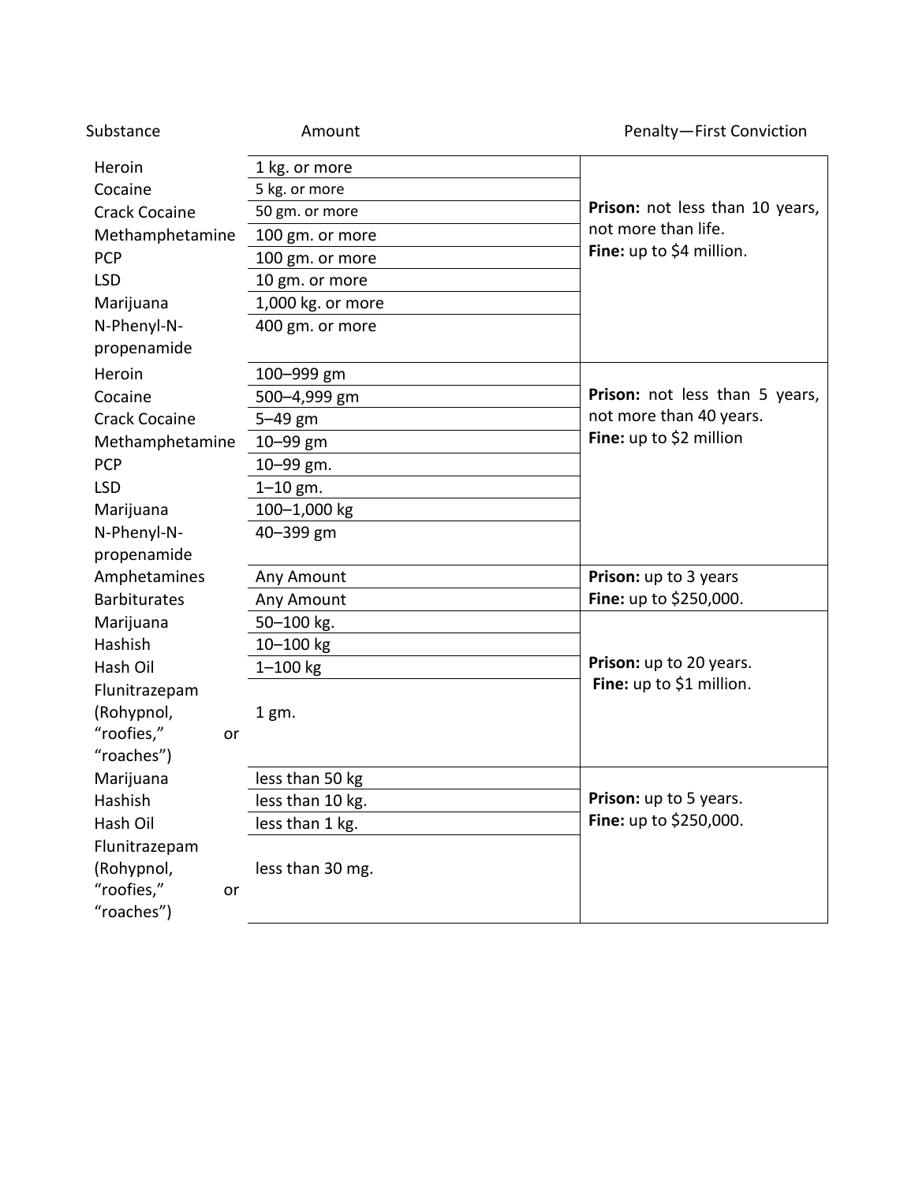| Substance | Amount | Penalty—First Conviction |
|---|---|---|
| Heroin | 1 kg. or more | **Prison:** not less than 10 years, not more than life. **Fine:** up to $4 million. |
| Cocaine | 5 kg. or more | |
| Crack Cocaine | 50 gm. or more | |
| Methamphetamine | 100 gm. or more | |
| PCP | 100 gm. or more | |
| LSD | 10 gm. or more | |
| Marijuana | 1,000 kg. or more | |
| N-Phenyl-N-propenamide | 400 gm. or more | |
| Heroin | 100–999 gm | **Prison:** not less than 5 years, not more than 40 years. **Fine:** up to $2 million |
| Cocaine | 500–4,999 gm | |
| Crack Cocaine | 5–49 gm | |
| Methamphetamine | 10–99 gm | |
| PCP | 10–99 gm. | |
| LSD | 1–10 gm. | |
| Marijuana | 100–1,000 kg | |
| N-Phenyl-N-propenamide | 40–399 gm | |
| Amphetamines | Any Amount | **Prison:** up to 3 years **Fine:** up to $250,000. |
| Barbiturates | Any Amount | |
| Marijuana | 50–100 kg. | **Prison:** up to 20 years. **Fine:** up to $1 million. |
| Hashish | 10–100 kg | |
| Hash Oil | 1–100 kg | |
| Flunitrazepam (Rohypnol, "roofies," or "roaches") | 1 gm. | |
| Marijuana | less than 50 kg | **Prison:** up to 5 years. **Fine:** up to $250,000. |
| Hashish | less than 10 kg. | |
| Hash Oil | less than 1 kg. | |
| Flunitrazepam (Rohypnol, "roofies," or "roaches") | less than 30 mg. | |